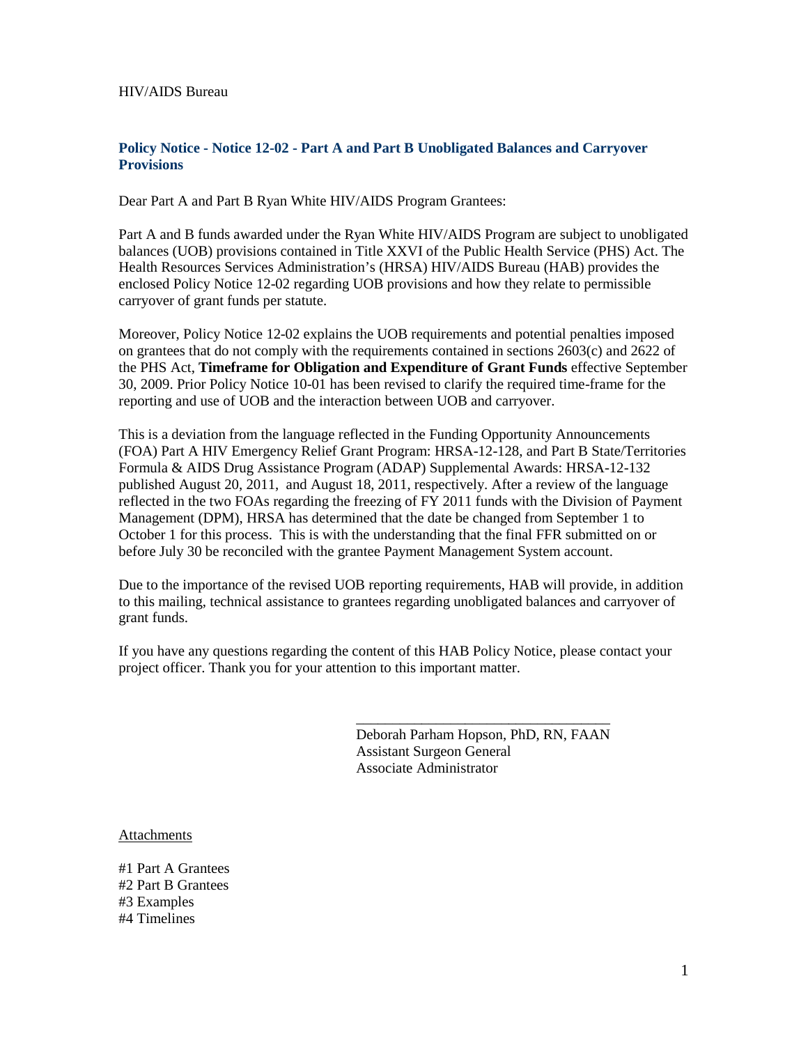HIV/AIDS Bureau

## Policy Notice - Notice 12-02 - Part A and Part B Unobligated Balances and Carryover Provisions

Dear Part A and Part B Ryan White HIV/AIDS Program Grantees:

Part A and B funds awarded under the Ryan White HIV/AIDS Program are subject to unobligated balances (UOB) provisions contained in Title XXVI of the Public Health Service (PHS) Act. The Health Resources Services Administration's (HRSA) HIV/AIDS Bureau (HAB) provides the enclosed Policy Notice 12-02 regarding UOB provisions and how they relate to permissible carryover of grant funds per statute.

Moreover, Policy Notice 12-02 explains the UOB requirements and potential penalties imposed on grantees that do not comply with the requirements contained in sections 2603(c) and 2622 of the PHS Act, **Timeframe for Obligation and Expenditure of Grant Funds** effective September 30, 2009. Prior Policy Notice 10-01 has been revised to clarify the required time-frame for the reporting and use of UOB and the interaction between UOB and carryover.

This is a deviation from the language reflected in the Funding Opportunity Announcements (FOA) Part A HIV Emergency Relief Grant Program: HRSA-12-128, and Part B State/Territories Formula & AIDS Drug Assistance Program (ADAP) Supplemental Awards: HRSA-12-132 published August 20, 2011, and August 18, 2011, respectively. After a review of the language reflected in the two FOAs regarding the freezing of FY 2011 funds with the Division of Payment Management (DPM), HRSA has determined that the date be changed from September 1 to October 1 for this process. This is with the understanding that the final FFR submitted on or before July 30 be reconciled with the grantee Payment Management System account.

Due to the importance of the revised UOB reporting requirements, HAB will provide, in addition to this mailing, technical assistance to grantees regarding unobligated balances and carryover of grant funds.

If you have any questions regarding the content of this HAB Policy Notice, please contact your project officer. Thank you for your attention to this important matter.

\_\_\_\_\_\_\_\_\_\_\_\_\_\_\_\_\_\_\_\_\_\_\_\_\_\_\_\_\_\_\_\_\_\_\_\_
Deborah Parham Hopson, PhD, RN, FAAN
Assistant Surgeon General
Associate Administrator

Attachments

#1 Part A Grantees
#2 Part B Grantees
#3 Examples
#4 Timelines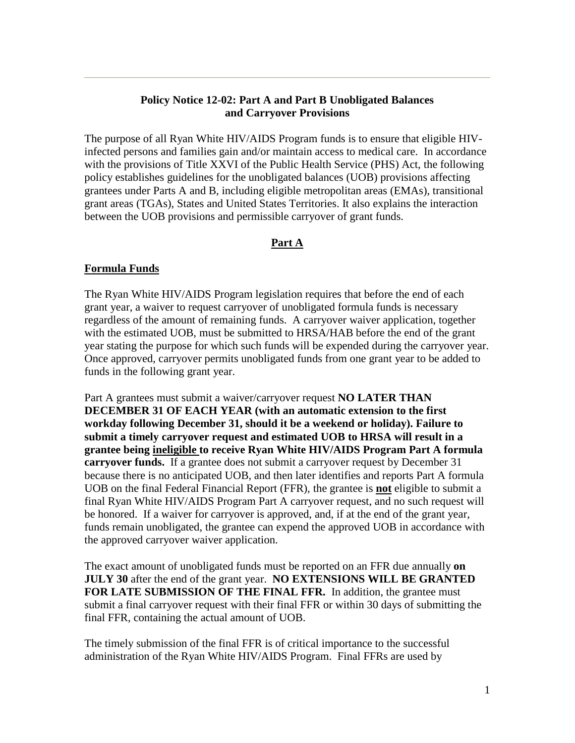**Policy Notice 12-02: Part A and Part B Unobligated Balances and Carryover Provisions**

The purpose of all Ryan White HIV/AIDS Program funds is to ensure that eligible HIV-infected persons and families gain and/or maintain access to medical care. In accordance with the provisions of Title XXVI of the Public Health Service (PHS) Act, the following policy establishes guidelines for the unobligated balances (UOB) provisions affecting grantees under Parts A and B, including eligible metropolitan areas (EMAs), transitional grant areas (TGAs), States and United States Territories. It also explains the interaction between the UOB provisions and permissible carryover of grant funds.

## Part A

### Formula Funds

The Ryan White HIV/AIDS Program legislation requires that before the end of each grant year, a waiver to request carryover of unobligated formula funds is necessary regardless of the amount of remaining funds. A carryover waiver application, together with the estimated UOB, must be submitted to HRSA/HAB before the end of the grant year stating the purpose for which such funds will be expended during the carryover year. Once approved, carryover permits unobligated funds from one grant year to be added to funds in the following grant year.

Part A grantees must submit a waiver/carryover request **NO LATER THAN DECEMBER 31 OF EACH YEAR (with an automatic extension to the first workday following December 31, should it be a weekend or holiday). Failure to submit a timely carryover request and estimated UOB to HRSA will result in a grantee being ineligible to receive Ryan White HIV/AIDS Program Part A formula carryover funds.** If a grantee does not submit a carryover request by December 31 because there is no anticipated UOB, and then later identifies and reports Part A formula UOB on the final Federal Financial Report (FFR), the grantee is **not** eligible to submit a final Ryan White HIV/AIDS Program Part A carryover request, and no such request will be honored. If a waiver for carryover is approved, and, if at the end of the grant year, funds remain unobligated, the grantee can expend the approved UOB in accordance with the approved carryover waiver application.

The exact amount of unobligated funds must be reported on an FFR due annually **on JULY 30** after the end of the grant year. **NO EXTENSIONS WILL BE GRANTED FOR LATE SUBMISSION OF THE FINAL FFR.** In addition, the grantee must submit a final carryover request with their final FFR or within 30 days of submitting the final FFR, containing the actual amount of UOB.

The timely submission of the final FFR is of critical importance to the successful administration of the Ryan White HIV/AIDS Program. Final FFRs are used by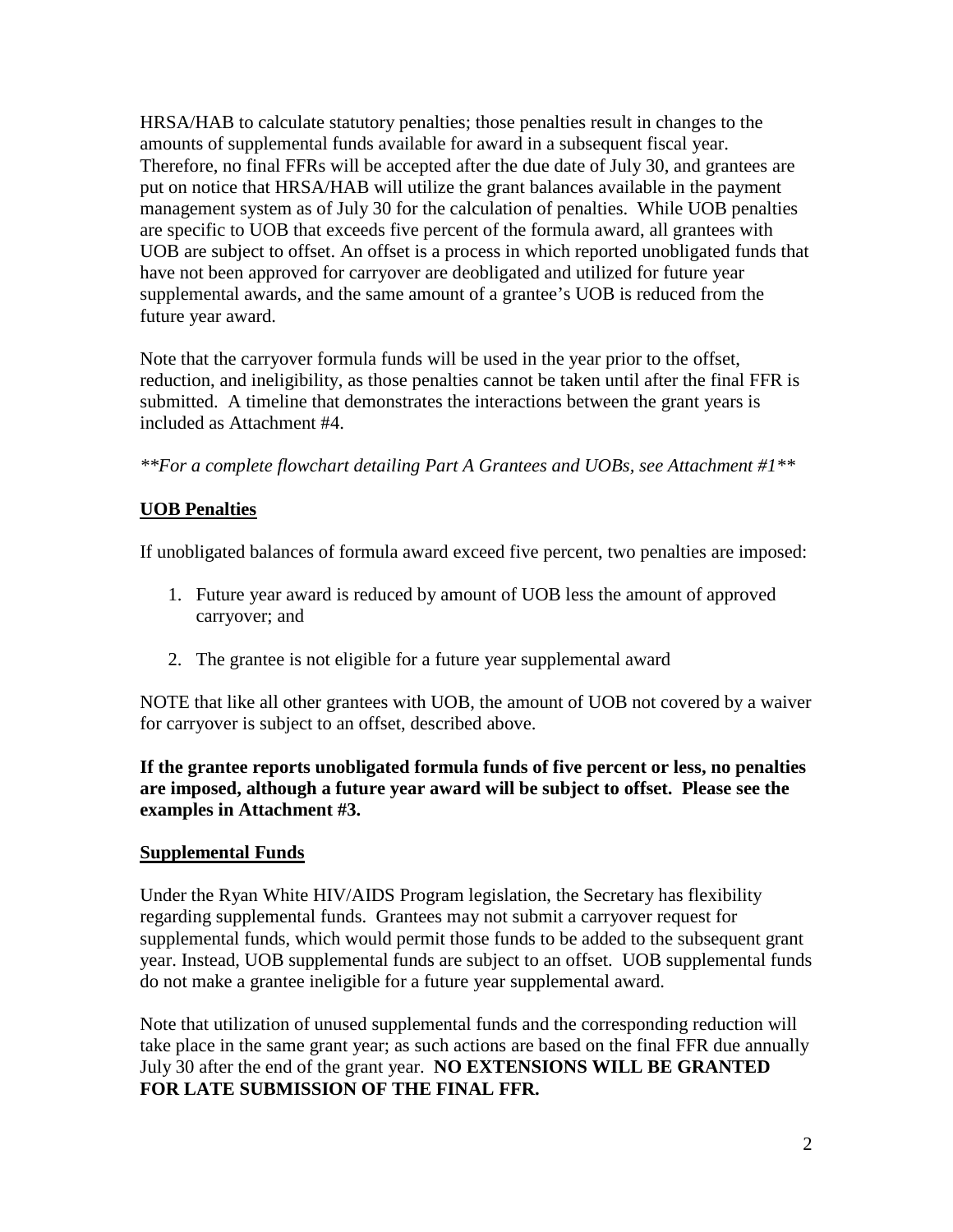HRSA/HAB to calculate statutory penalties; those penalties result in changes to the amounts of supplemental funds available for award in a subsequent fiscal year. Therefore, no final FFRs will be accepted after the due date of July 30, and grantees are put on notice that HRSA/HAB will utilize the grant balances available in the payment management system as of July 30 for the calculation of penalties. While UOB penalties are specific to UOB that exceeds five percent of the formula award, all grantees with UOB are subject to offset. An offset is a process in which reported unobligated funds that have not been approved for carryover are deobligated and utilized for future year supplemental awards, and the same amount of a grantee's UOB is reduced from the future year award.

Note that the carryover formula funds will be used in the year prior to the offset, reduction, and ineligibility, as those penalties cannot be taken until after the final FFR is submitted. A timeline that demonstrates the interactions between the grant years is included as Attachment #4.

*\*\*For a complete flowchart detailing Part A Grantees and UOBs, see Attachment #1\*\**

## UOB Penalties

If unobligated balances of formula award exceed five percent, two penalties are imposed:

1. Future year award is reduced by amount of UOB less the amount of approved carryover; and
2. The grantee is not eligible for a future year supplemental award

NOTE that like all other grantees with UOB, the amount of UOB not covered by a waiver for carryover is subject to an offset, described above.

**If the grantee reports unobligated formula funds of five percent or less, no penalties are imposed, although a future year award will be subject to offset. Please see the examples in Attachment #3.**

## Supplemental Funds

Under the Ryan White HIV/AIDS Program legislation, the Secretary has flexibility regarding supplemental funds. Grantees may not submit a carryover request for supplemental funds, which would permit those funds to be added to the subsequent grant year. Instead, UOB supplemental funds are subject to an offset. UOB supplemental funds do not make a grantee ineligible for a future year supplemental award.

Note that utilization of unused supplemental funds and the corresponding reduction will take place in the same grant year; as such actions are based on the final FFR due annually July 30 after the end of the grant year. **NO EXTENSIONS WILL BE GRANTED FOR LATE SUBMISSION OF THE FINAL FFR.**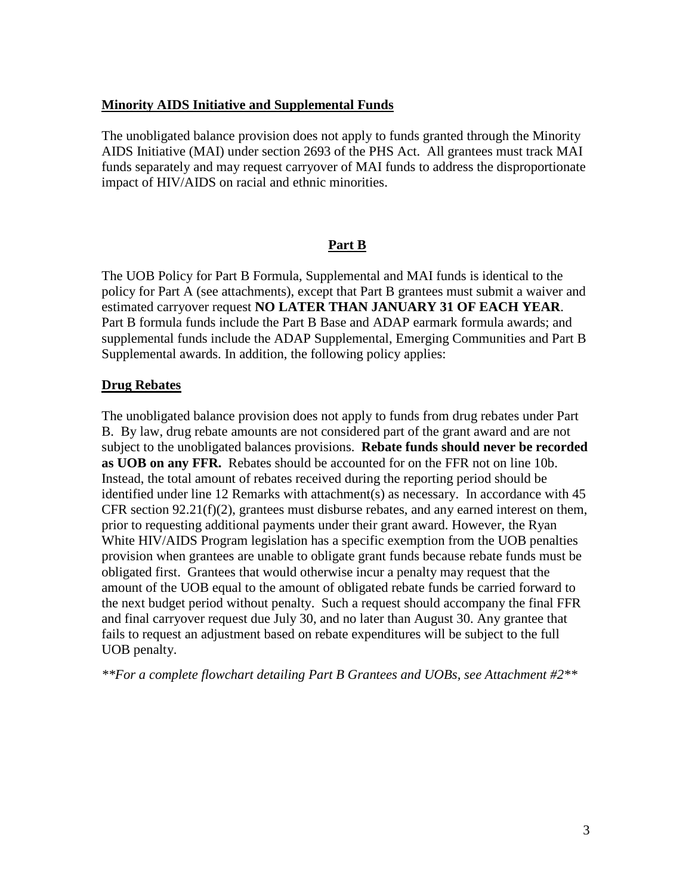**Minority AIDS Initiative and Supplemental Funds**

The unobligated balance provision does not apply to funds granted through the Minority AIDS Initiative (MAI) under section 2693 of the PHS Act. All grantees must track MAI funds separately and may request carryover of MAI funds to address the disproportionate impact of HIV/AIDS on racial and ethnic minorities.

## Part B

The UOB Policy for Part B Formula, Supplemental and MAI funds is identical to the policy for Part A (see attachments), except that Part B grantees must submit a waiver and estimated carryover request **NO LATER THAN JANUARY 31 OF EACH YEAR**. Part B formula funds include the Part B Base and ADAP earmark formula awards; and supplemental funds include the ADAP Supplemental, Emerging Communities and Part B Supplemental awards. In addition, the following policy applies:

**Drug Rebates**

The unobligated balance provision does not apply to funds from drug rebates under Part B. By law, drug rebate amounts are not considered part of the grant award and are not subject to the unobligated balances provisions. **Rebate funds should never be recorded as UOB on any FFR.** Rebates should be accounted for on the FFR not on line 10b. Instead, the total amount of rebates received during the reporting period should be identified under line 12 Remarks with attachment(s) as necessary. In accordance with 45 CFR section 92.21(f)(2), grantees must disburse rebates, and any earned interest on them, prior to requesting additional payments under their grant award. However, the Ryan White HIV/AIDS Program legislation has a specific exemption from the UOB penalties provision when grantees are unable to obligate grant funds because rebate funds must be obligated first. Grantees that would otherwise incur a penalty may request that the amount of the UOB equal to the amount of obligated rebate funds be carried forward to the next budget period without penalty. Such a request should accompany the final FFR and final carryover request due July 30, and no later than August 30. Any grantee that fails to request an adjustment based on rebate expenditures will be subject to the full UOB penalty.

*\*\*For a complete flowchart detailing Part B Grantees and UOBs, see Attachment #2\*\**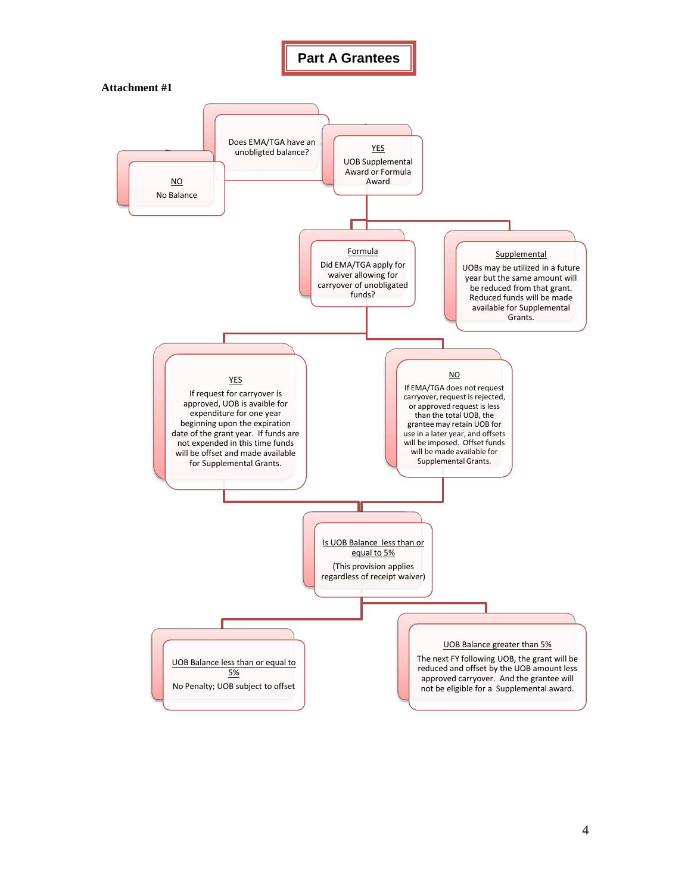# Part A Grantees

**Attachment #1**

Does EMA/TGA have an unobligted balance?

NO

No Balance

YES

UOB Supplemental Award or Formula Award

Formula

Did EMA/TGA apply for waiver allowing for carryover of unobligated funds?

Supplemental

UOBs may be utilized in a future year but the same amount will be reduced from that grant. Reduced funds will be made available for Supplemental Grants.

YES

If request for carryover is approved, UOB is avaible for expenditure for one year beginning upon the expiration date of the grant year. If funds are not expended in this time funds will be offset and made available for Supplemental Grants.

NO

If EMA/TGA does not request carryover, request is rejected, or approved request is less than the total UOB, the grantee may retain UOB for use in a later year, and offsets will be imposed. Offset funds will be made available for Supplemental Grants.

Is UOB Balance less than or equal to 5%

(This provision applies regardless of receipt waiver)

UOB Balance less than or equal to 5%

No Penalty; UOB subject to offset

UOB Balance greater than 5%

The next FY following UOB, the grant will be reduced and offset by the UOB amount less approved carryover. And the grantee will not be eligible for a Supplemental award.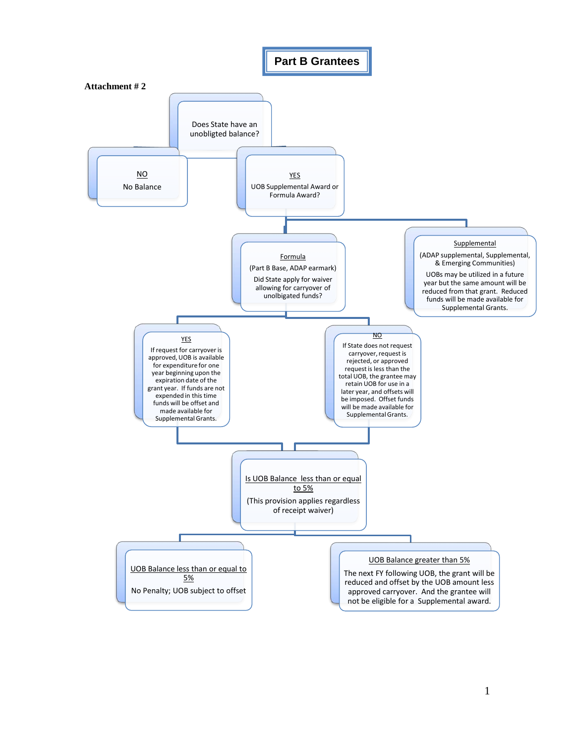# Part B Grantees

**Attachment # 2**

Does State have an unobligted balance?

NO
No Balance

YES
UOB Supplemental Award or Formula Award?

Formula
(Part B Base, ADAP earmark)
Did State apply for waiver allowing for carryover of unobligated funds?

Supplemental
(ADAP supplemental, Supplemental, & Emerging Communities)
UOBs may be utilized in a future year but the same amount will be reduced from that grant. Reduced funds will be made available for Supplemental Grants.

YES
If request for carryover is approved, UOB is available for expenditure for one year beginning upon the expiration date of the grant year. If funds are not expended in this time funds will be offset and made available for Supplemental Grants.

NO
If State does not request carryover, request is rejected, or approved request is less than the total UOB, the grantee may retain UOB for use in a later year, and offsets will be imposed. Offset funds will be made available for Supplemental Grants.

Is UOB Balance less than or equal to 5%
(This provision applies regardless of receipt waiver)

UOB Balance less than or equal to 5%
No Penalty; UOB subject to offset

UOB Balance greater than 5%
The next FY following UOB, the grant will be reduced and offset by the UOB amount less approved carryover. And the grantee will not be eligible for a Supplemental award.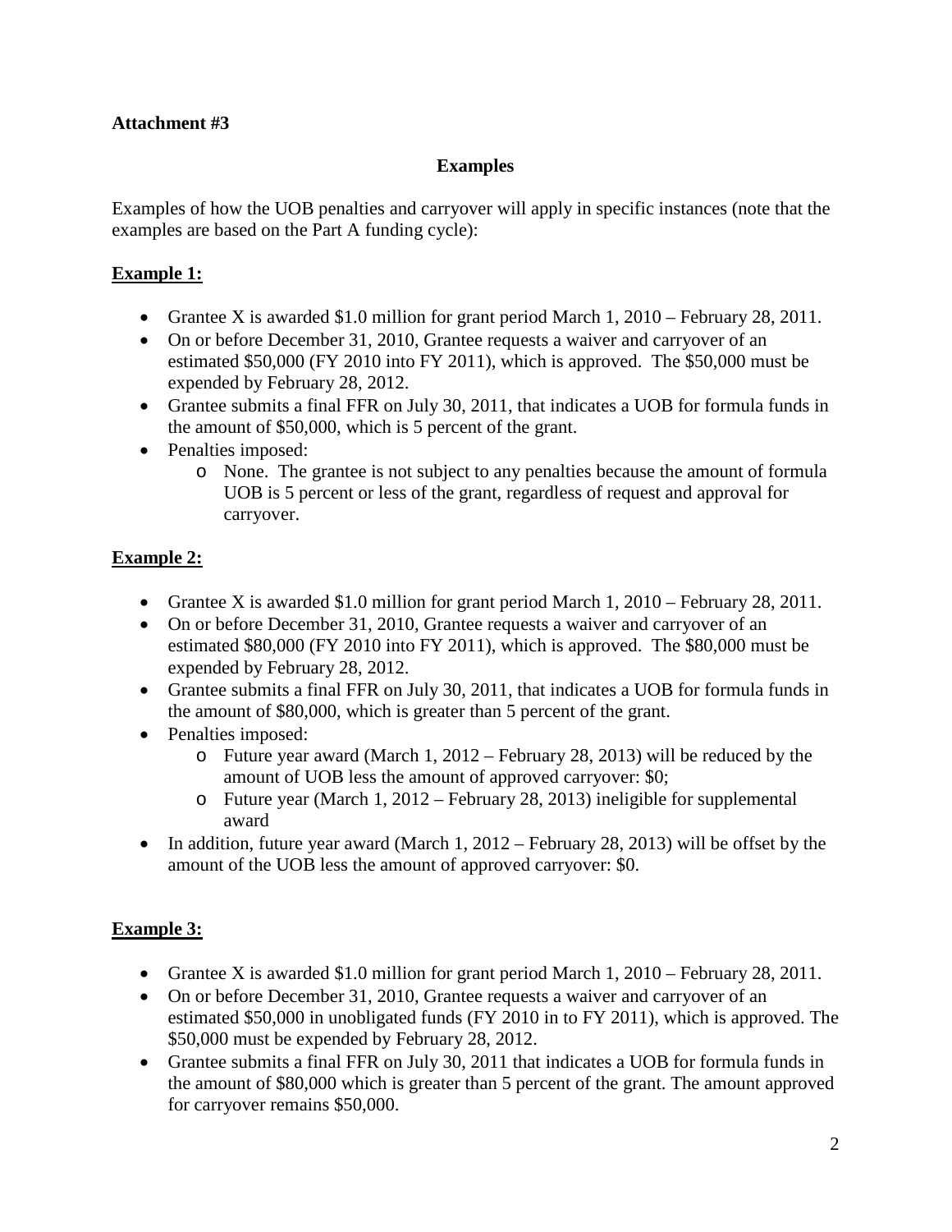**Attachment #3**

**Examples**

Examples of how the UOB penalties and carryover will apply in specific instances (note that the examples are based on the Part A funding cycle):

**Example 1:**

- Grantee X is awarded $1.0 million for grant period March 1, 2010 – February 28, 2011.
- On or before December 31, 2010, Grantee requests a waiver and carryover of an estimated $50,000 (FY 2010 into FY 2011), which is approved. The $50,000 must be expended by February 28, 2012.
- Grantee submits a final FFR on July 30, 2011, that indicates a UOB for formula funds in the amount of $50,000, which is 5 percent of the grant.
- Penalties imposed:
  - None. The grantee is not subject to any penalties because the amount of formula UOB is 5 percent or less of the grant, regardless of request and approval for carryover.

**Example 2:**

- Grantee X is awarded $1.0 million for grant period March 1, 2010 – February 28, 2011.
- On or before December 31, 2010, Grantee requests a waiver and carryover of an estimated $80,000 (FY 2010 into FY 2011), which is approved. The $80,000 must be expended by February 28, 2012.
- Grantee submits a final FFR on July 30, 2011, that indicates a UOB for formula funds in the amount of $80,000, which is greater than 5 percent of the grant.
- Penalties imposed:
  - Future year award (March 1, 2012 – February 28, 2013) will be reduced by the amount of UOB less the amount of approved carryover: $0;
  - Future year (March 1, 2012 – February 28, 2013) ineligible for supplemental award
- In addition, future year award (March 1, 2012 – February 28, 2013) will be offset by the amount of the UOB less the amount of approved carryover: $0.

**Example 3:**

- Grantee X is awarded $1.0 million for grant period March 1, 2010 – February 28, 2011.
- On or before December 31, 2010, Grantee requests a waiver and carryover of an estimated $50,000 in unobligated funds (FY 2010 in to FY 2011), which is approved. The $50,000 must be expended by February 28, 2012.
- Grantee submits a final FFR on July 30, 2011 that indicates a UOB for formula funds in the amount of $80,000 which is greater than 5 percent of the grant. The amount approved for carryover remains $50,000.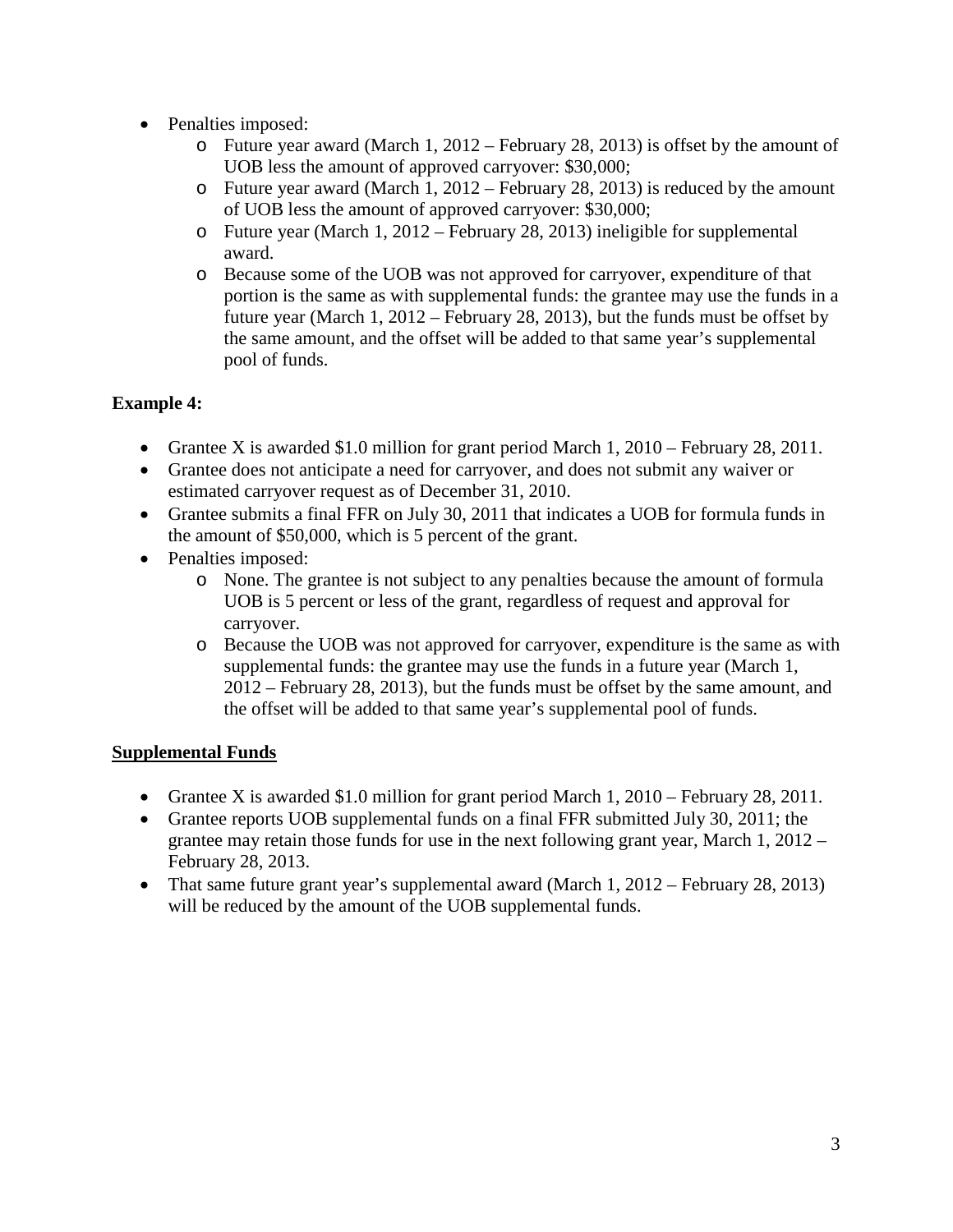- Penalties imposed:
  - Future year award (March 1, 2012 – February 28, 2013) is offset by the amount of UOB less the amount of approved carryover: $30,000;
  - Future year award (March 1, 2012 – February 28, 2013) is reduced by the amount of UOB less the amount of approved carryover: $30,000;
  - Future year (March 1, 2012 – February 28, 2013) ineligible for supplemental award.
  - Because some of the UOB was not approved for carryover, expenditure of that portion is the same as with supplemental funds: the grantee may use the funds in a future year (March 1, 2012 – February 28, 2013), but the funds must be offset by the same amount, and the offset will be added to that same year's supplemental pool of funds.

**Example 4:**

- Grantee X is awarded $1.0 million for grant period March 1, 2010 – February 28, 2011.
- Grantee does not anticipate a need for carryover, and does not submit any waiver or estimated carryover request as of December 31, 2010.
- Grantee submits a final FFR on July 30, 2011 that indicates a UOB for formula funds in the amount of $50,000, which is 5 percent of the grant.
- Penalties imposed:
  - None. The grantee is not subject to any penalties because the amount of formula UOB is 5 percent or less of the grant, regardless of request and approval for carryover.
  - Because the UOB was not approved for carryover, expenditure is the same as with supplemental funds: the grantee may use the funds in a future year (March 1, 2012 – February 28, 2013), but the funds must be offset by the same amount, and the offset will be added to that same year's supplemental pool of funds.

<u>**Supplemental Funds**</u>

- Grantee X is awarded $1.0 million for grant period March 1, 2010 – February 28, 2011.
- Grantee reports UOB supplemental funds on a final FFR submitted July 30, 2011; the grantee may retain those funds for use in the next following grant year, March 1, 2012 – February 28, 2013.
- That same future grant year's supplemental award (March 1, 2012 – February 28, 2013) will be reduced by the amount of the UOB supplemental funds.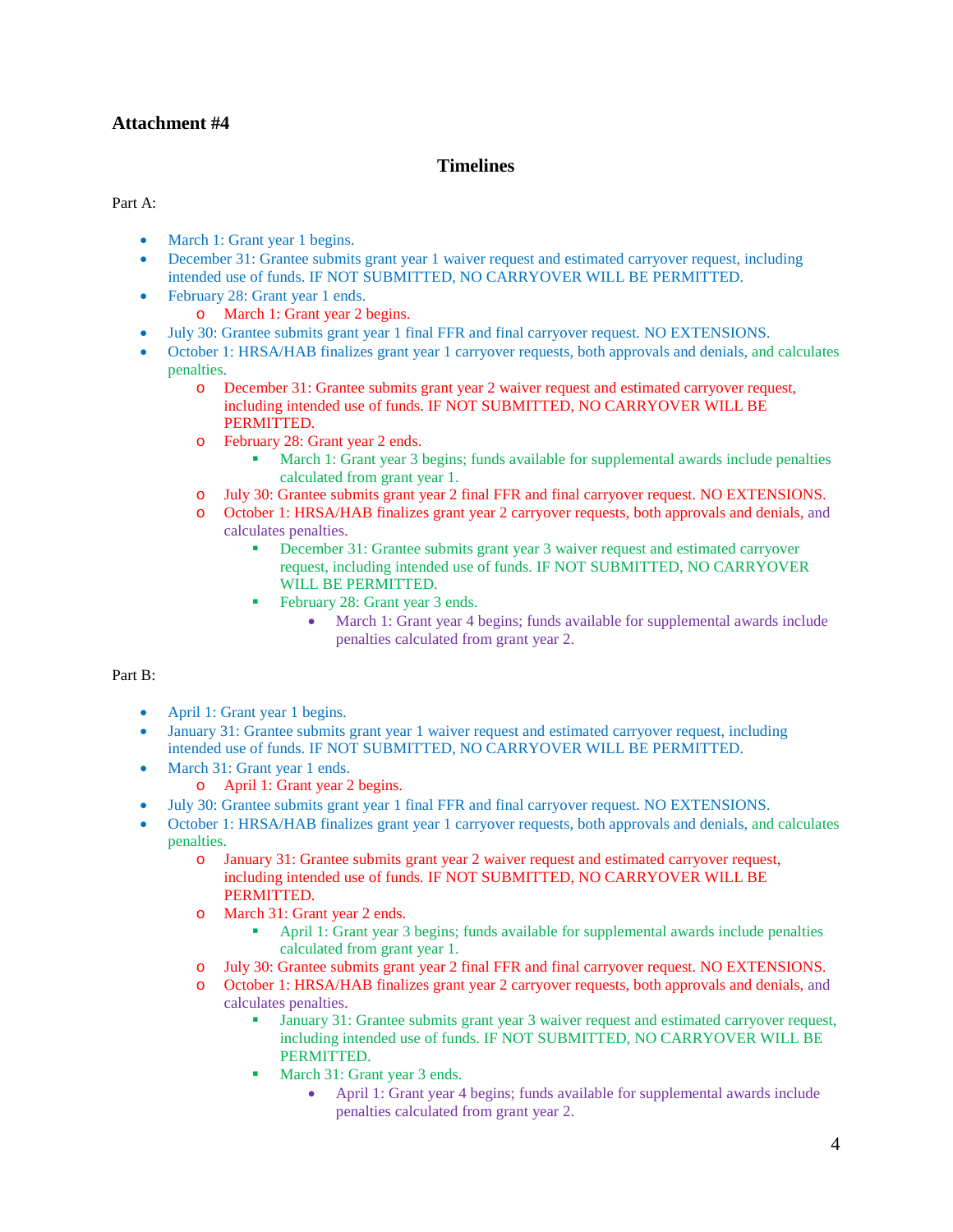**Attachment #4**

## Timelines

Part A:

- March 1: Grant year 1 begins.
- December 31: Grantee submits grant year 1 waiver request and estimated carryover request, including intended use of funds. IF NOT SUBMITTED, NO CARRYOVER WILL BE PERMITTED.
- February 28: Grant year 1 ends.
  - March 1: Grant year 2 begins.
- July 30: Grantee submits grant year 1 final FFR and final carryover request. NO EXTENSIONS.
- October 1: HRSA/HAB finalizes grant year 1 carryover requests, both approvals and denials, and calculates penalties.
  - December 31: Grantee submits grant year 2 waiver request and estimated carryover request, including intended use of funds. IF NOT SUBMITTED, NO CARRYOVER WILL BE PERMITTED.
  - February 28: Grant year 2 ends.
    - March 1: Grant year 3 begins; funds available for supplemental awards include penalties calculated from grant year 1.
  - July 30: Grantee submits grant year 2 final FFR and final carryover request. NO EXTENSIONS.
  - October 1: HRSA/HAB finalizes grant year 2 carryover requests, both approvals and denials, and calculates penalties.
    - December 31: Grantee submits grant year 3 waiver request and estimated carryover request, including intended use of funds. IF NOT SUBMITTED, NO CARRYOVER WILL BE PERMITTED.
    - February 28: Grant year 3 ends.
      - March 1: Grant year 4 begins; funds available for supplemental awards include penalties calculated from grant year 2.

Part B:

- April 1: Grant year 1 begins.
- January 31: Grantee submits grant year 1 waiver request and estimated carryover request, including intended use of funds. IF NOT SUBMITTED, NO CARRYOVER WILL BE PERMITTED.
- March 31: Grant year 1 ends.
  - April 1: Grant year 2 begins.
- July 30: Grantee submits grant year 1 final FFR and final carryover request. NO EXTENSIONS.
- October 1: HRSA/HAB finalizes grant year 1 carryover requests, both approvals and denials, and calculates penalties.
  - January 31: Grantee submits grant year 2 waiver request and estimated carryover request, including intended use of funds. IF NOT SUBMITTED, NO CARRYOVER WILL BE PERMITTED.
  - March 31: Grant year 2 ends.
    - April 1: Grant year 3 begins; funds available for supplemental awards include penalties calculated from grant year 1.
  - July 30: Grantee submits grant year 2 final FFR and final carryover request. NO EXTENSIONS.
  - October 1: HRSA/HAB finalizes grant year 2 carryover requests, both approvals and denials, and calculates penalties.
    - January 31: Grantee submits grant year 3 waiver request and estimated carryover request, including intended use of funds. IF NOT SUBMITTED, NO CARRYOVER WILL BE PERMITTED.
    - March 31: Grant year 3 ends.
      - April 1: Grant year 4 begins; funds available for supplemental awards include penalties calculated from grant year 2.